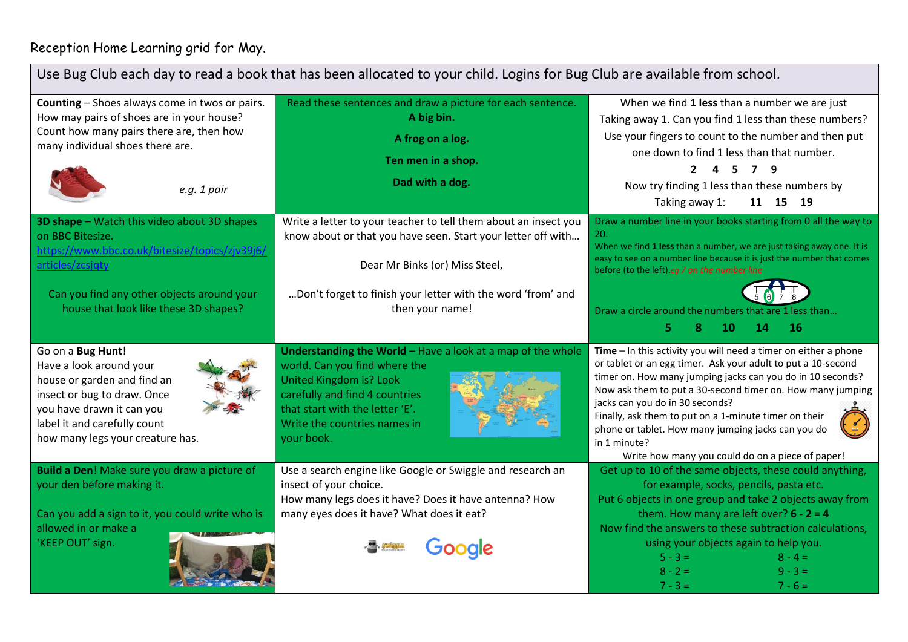Reception Home Learning grid for May.

| Use Bug Club each day to read a book that has been allocated to your child. Logins for Bug Club are available from school. | | |
|---|---|---|
| **Counting** – Shoes always come in twos or pairs. How may pairs of shoes are in your house? Count how many pairs there are, then how many individual shoes there are. *e.g. 1 pair* | Read these sentences and draw a picture for each sentence. **A big bin. A frog on a log. Ten men in a shop. Dad with a dog.** | When we find **1 less** than a number we are just Taking away 1. Can you find 1 less than these numbers? Use your fingers to count to the number and then put one down to find 1 less than that number. **2 4 5 7 9** Now try finding 1 less than these numbers by Taking away 1: **11 15 19** |
| **3D shape** – Watch this video about 3D shapes on BBC Bitesize. https://www.bbc.co.uk/bitesize/topics/zjv39j6/articles/zcsjqty Can you find any other objects around your house that look like these 3D shapes? | Write a letter to your teacher to tell them about an insect you know about or that you have seen. Start your letter off with… Dear Mr Binks (or) Miss Steel, …Don't forget to finish your letter with the word 'from' and then your name! | Draw a number line in your books starting from 0 all the way to 20. When we find **1 less** than a number, we are just taking away one. It is easy to see on a number line because it is just the number that comes before (to the left). *eg 7 on the number line* Draw a circle around the numbers that are 1 less than… **5 8 10 14 16** |
| Go on a **Bug Hunt**! Have a look around your house or garden and find an insect or bug to draw. Once you have drawn it can you label it and carefully count how many legs your creature has. | **Understanding the World –** Have a look at a map of the whole world. Can you find where the United Kingdom is? Look carefully and find 4 countries that start with the letter 'E'. Write the countries names in your book. | **Time** – In this activity you will need a timer on either a phone or tablet or an egg timer. Ask your adult to put a 10-second timer on. How many jumping jacks can you do in 10 seconds? Now ask them to put a 30-second timer on. How many jumping jacks can you do in 30 seconds? Finally, ask them to put on a 1-minute timer on their phone or tablet. How many jumping jacks can you do in 1 minute? Write how many you could do on a piece of paper! |
| **Build a Den**! Make sure you draw a picture of your den before making it. Can you add a sign to it, you could write who is allowed in or make a 'KEEP OUT' sign. | Use a search engine like Google or Swiggle and research an insect of your choice. How many legs does it have? Does it have antenna? How many eyes does it have? What does it eat? | Get up to 10 of the same objects, these could anything, for example, socks, pencils, pasta etc. Put 6 objects in one group and take 2 objects away from them. How many are left over? **6 - 2 = 4** Now find the answers to these subtraction calculations, using your objects again to help you. 5 - 3 = 8 - 4 = 8 - 2 = 9 - 3 = 7 - 3 = 7 - 6 = |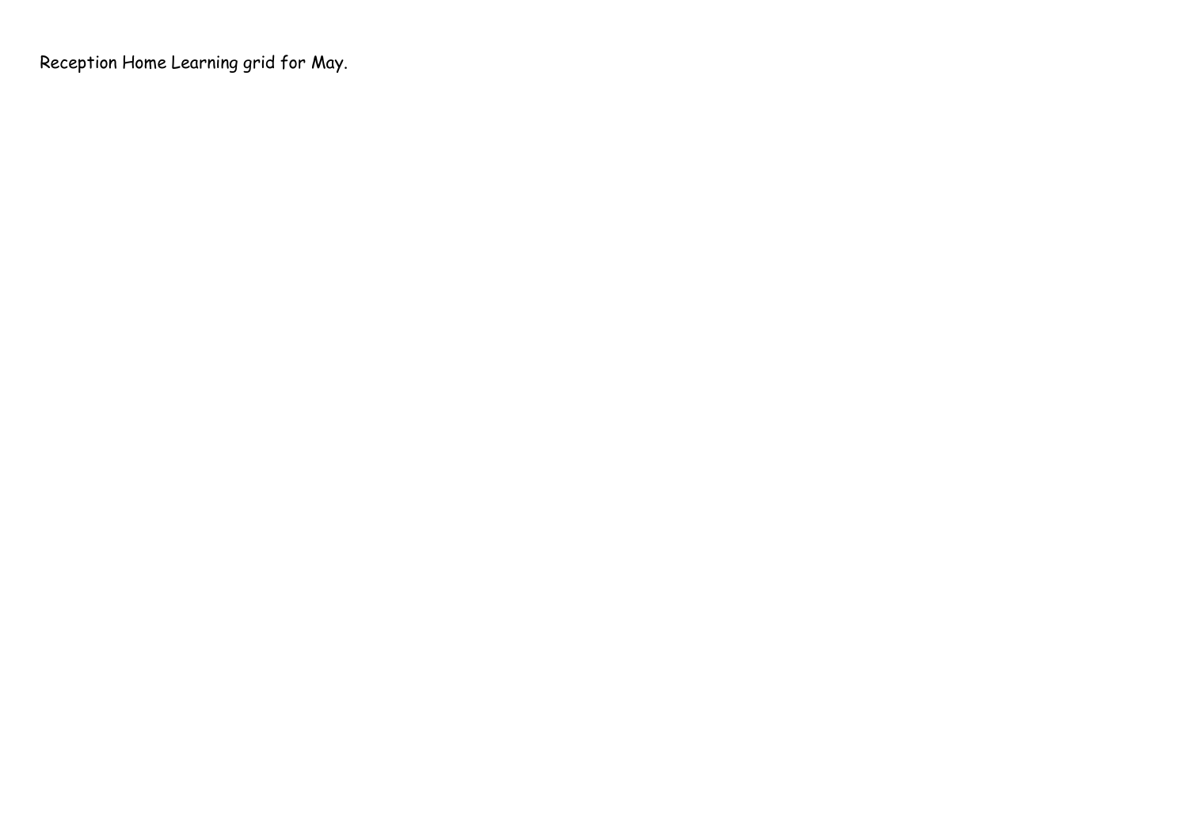Reception Home Learning grid for May.